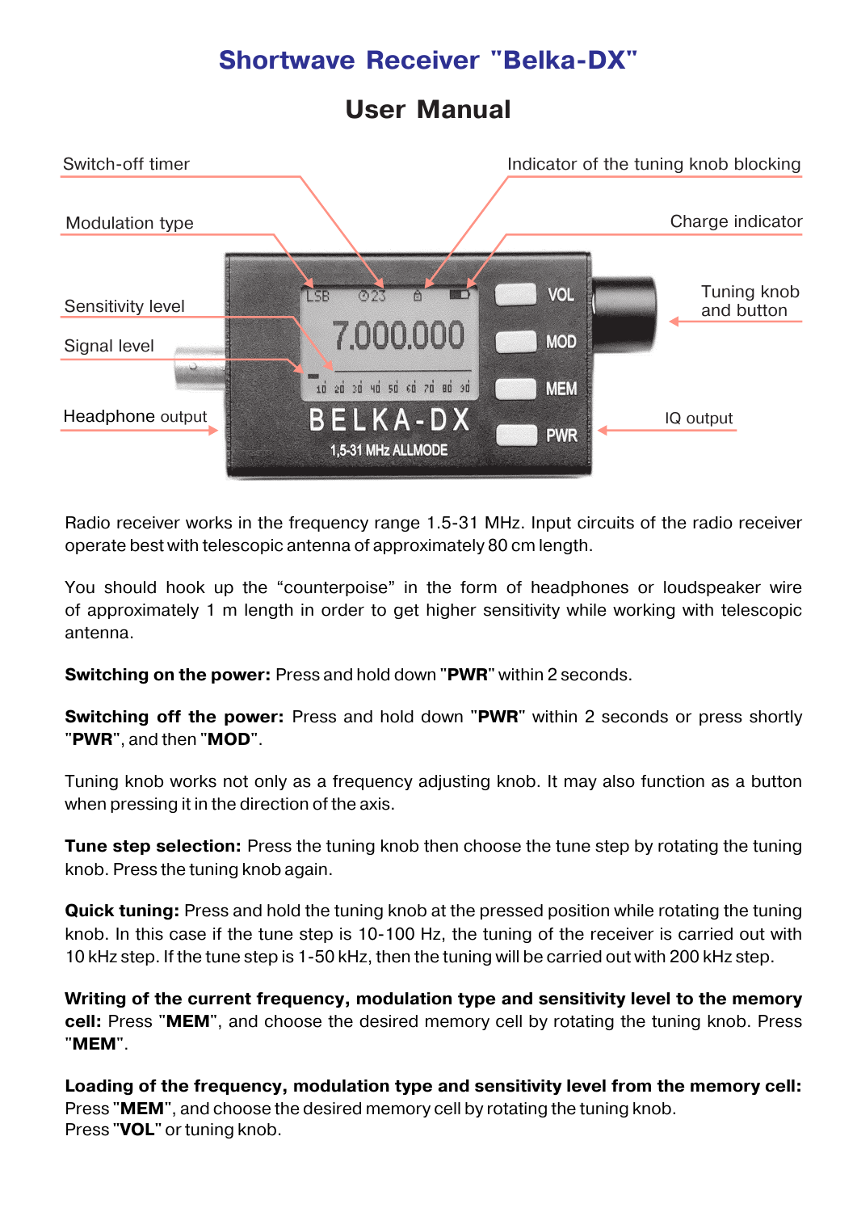# Shortwave Receiver "Belka-DX"

## User Manual

Switch-off timer

Indicator of the tuning knob blocking

Modulation type

Charge indicator

Sensitivity level

Tuning knob and button

Signal level

Headphone output

IQ output

Radio receiver works in the frequency range 1.5-31 MHz. Input circuits of the radio receiver operate best with telescopic antenna of approximately 80 cm length.

You should hook up the “counterpoise” in the form of headphones or loudspeaker wire of approximately 1 m length in order to get higher sensitivity while working with telescopic antenna.

**Switching on the power:** Press and hold down "**PWR**" within 2 seconds.

**Switching off the power:** Press and hold down "**PWR**" within 2 seconds or press shortly "**PWR**", and then "**MOD**".

Tuning knob works not only as a frequency adjusting knob. It may also function as a button when pressing it in the direction of the axis.

**Tune step selection:** Press the tuning knob then choose the tune step by rotating the tuning knob. Press the tuning knob again.

**Quick tuning:** Press and hold the tuning knob at the pressed position while rotating the tuning knob. In this case if the tune step is 10-100 Hz, the tuning of the receiver is carried out with 10 kHz step. If the tune step is 1-50 kHz, then the tuning will be carried out with 200 kHz step.

**Writing of the current frequency, modulation type and sensitivity level to the memory cell:** Press "**MEM**", and choose the desired memory cell by rotating the tuning knob. Press "**MEM**".

**Loading of the frequency, modulation type and sensitivity level from the memory cell:** Press "**MEM**", and choose the desired memory cell by rotating the tuning knob.
Press "**VOL**" or tuning knob.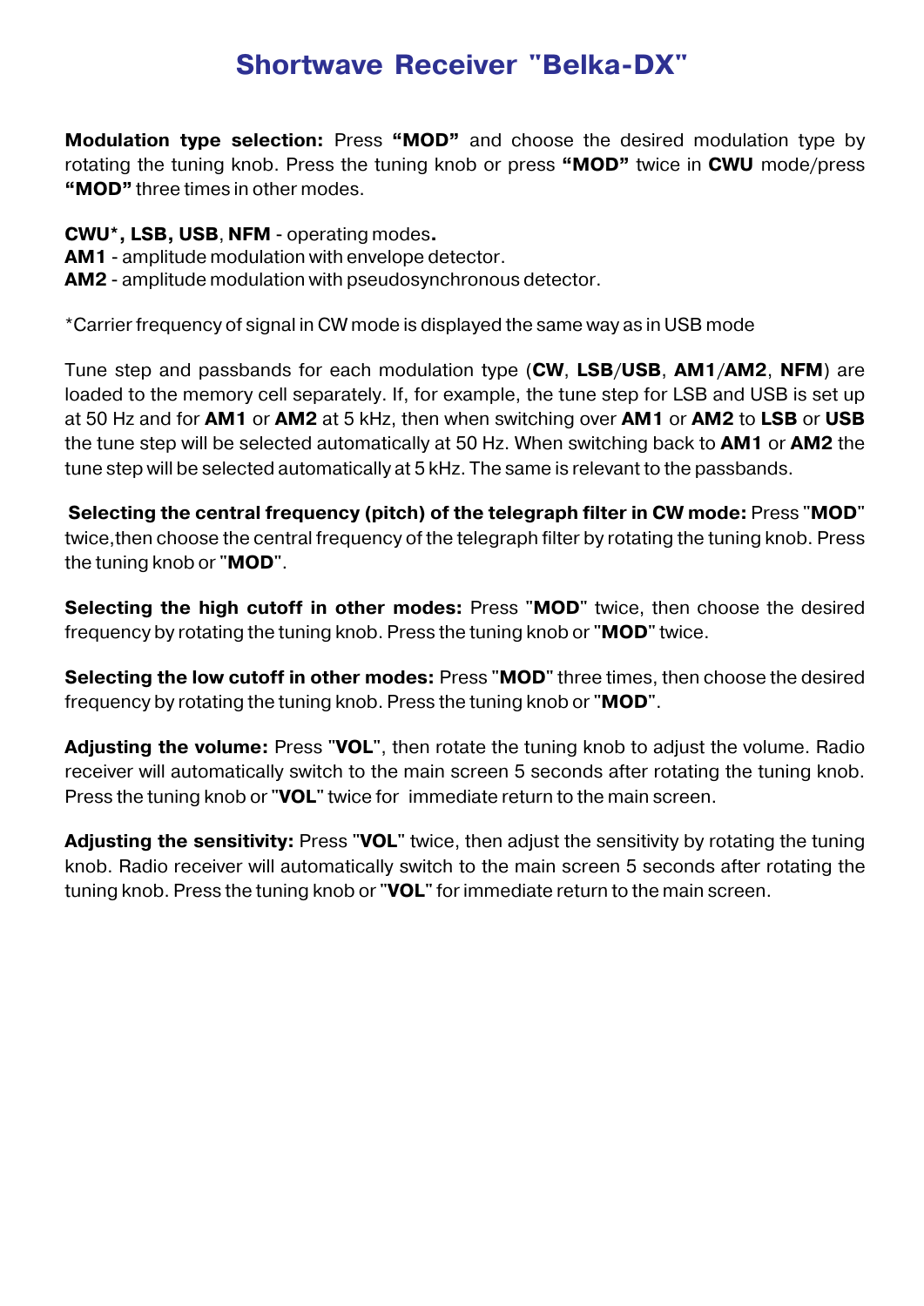# Shortwave Receiver "Belka-DX"

**Modulation type selection:** Press **"MOD"** and choose the desired modulation type by rotating the tuning knob. Press the tuning knob or press **"MOD"** twice in **CWU** mode/press **"MOD"** three times in other modes.

**CWU*, LSB, USB**, **NFM** - operating modes**.**
**AM1** - amplitude modulation with envelope detector.
**AM2** - amplitude modulation with pseudosynchronous detector.

*Carrier frequency of signal in CW mode is displayed the same way as in USB mode

Tune step and passbands for each modulation type (**CW**, **LSB**/**USB**, **AM1**/**AM2**, **NFM**) are loaded to the memory cell separately. If, for example, the tune step for LSB and USB is set up at 50 Hz and for **AM1** or **AM2** at 5 kHz, then when switching over **AM1** or **AM2** to **LSB** or **USB** the tune step will be selected automatically at 50 Hz. When switching back to **AM1** or **AM2** the tune step will be selected automatically at 5 kHz. The same is relevant to the passbands.

**Selecting the central frequency (pitch) of the telegraph filter in CW mode:** Press "**MOD**" twice,then choose the central frequency of the telegraph filter by rotating the tuning knob. Press the tuning knob or "**MOD**".

**Selecting the high cutoff in other modes:** Press "**MOD**" twice, then choose the desired frequency by rotating the tuning knob. Press the tuning knob or "**MOD**" twice.

**Selecting the low cutoff in other modes:** Press "**MOD**" three times, then choose the desired frequency by rotating the tuning knob. Press the tuning knob or "**MOD**".

**Adjusting the volume:** Press "**VOL**", then rotate the tuning knob to adjust the volume. Radio receiver will automatically switch to the main screen 5 seconds after rotating the tuning knob. Press the tuning knob or "**VOL**" twice for immediate return to the main screen.

**Adjusting the sensitivity:** Press "**VOL**" twice, then adjust the sensitivity by rotating the tuning knob. Radio receiver will automatically switch to the main screen 5 seconds after rotating the tuning knob. Press the tuning knob or "**VOL**" for immediate return to the main screen.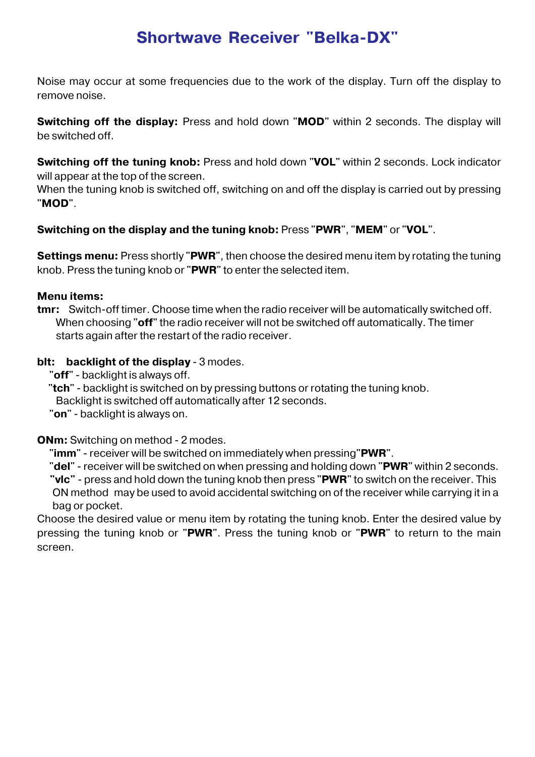# Shortwave Receiver "Belka-DX"

Noise may occur at some frequencies due to the work of the display. Turn off the display to remove noise.

**Switching off the display:** Press and hold down "**MOD**" within 2 seconds. The display will be switched off.

**Switching off the tuning knob:** Press and hold down "**VOL**" within 2 seconds. Lock indicator will appear at the top of the screen.
When the tuning knob is switched off, switching on and off the display is carried out by pressing "**MOD**".

**Switching on the display and the tuning knob:** Press "**PWR**", "**MEM**" or "**VOL**".

**Settings menu:** Press shortly "**PWR**", then choose the desired menu item by rotating the tuning knob. Press the tuning knob or "**PWR**" to enter the selected item.

**Menu items:**

**tmr:** Switch-off timer. Choose time when the radio receiver will be automatically switched off. When choosing "**off**" the radio receiver will not be switched off automatically. The timer starts again after the restart of the radio receiver.

**blt: backlight of the display** - 3 modes.

- "**off**" - backlight is always off.
- "**tch**" - backlight is switched on by pressing buttons or rotating the tuning knob. Backlight is switched off automatically after 12 seconds.
- "**on**" - backlight is always on.

**ONm:** Switching on method - 2 modes.

- "**imm**" - receiver will be switched on immediately when pressing"**PWR**".
- "**del**" - receiver will be switched on when pressing and holding down "**PWR**" within 2 seconds.
- "**vlc**" - press and hold down the tuning knob then press "**PWR**" to switch on the receiver. This ON method may be used to avoid accidental switching on of the receiver while carrying it in a bag or pocket.

Choose the desired value or menu item by rotating the tuning knob. Enter the desired value by pressing the tuning knob or "**PWR**". Press the tuning knob or "**PWR**" to return to the main screen.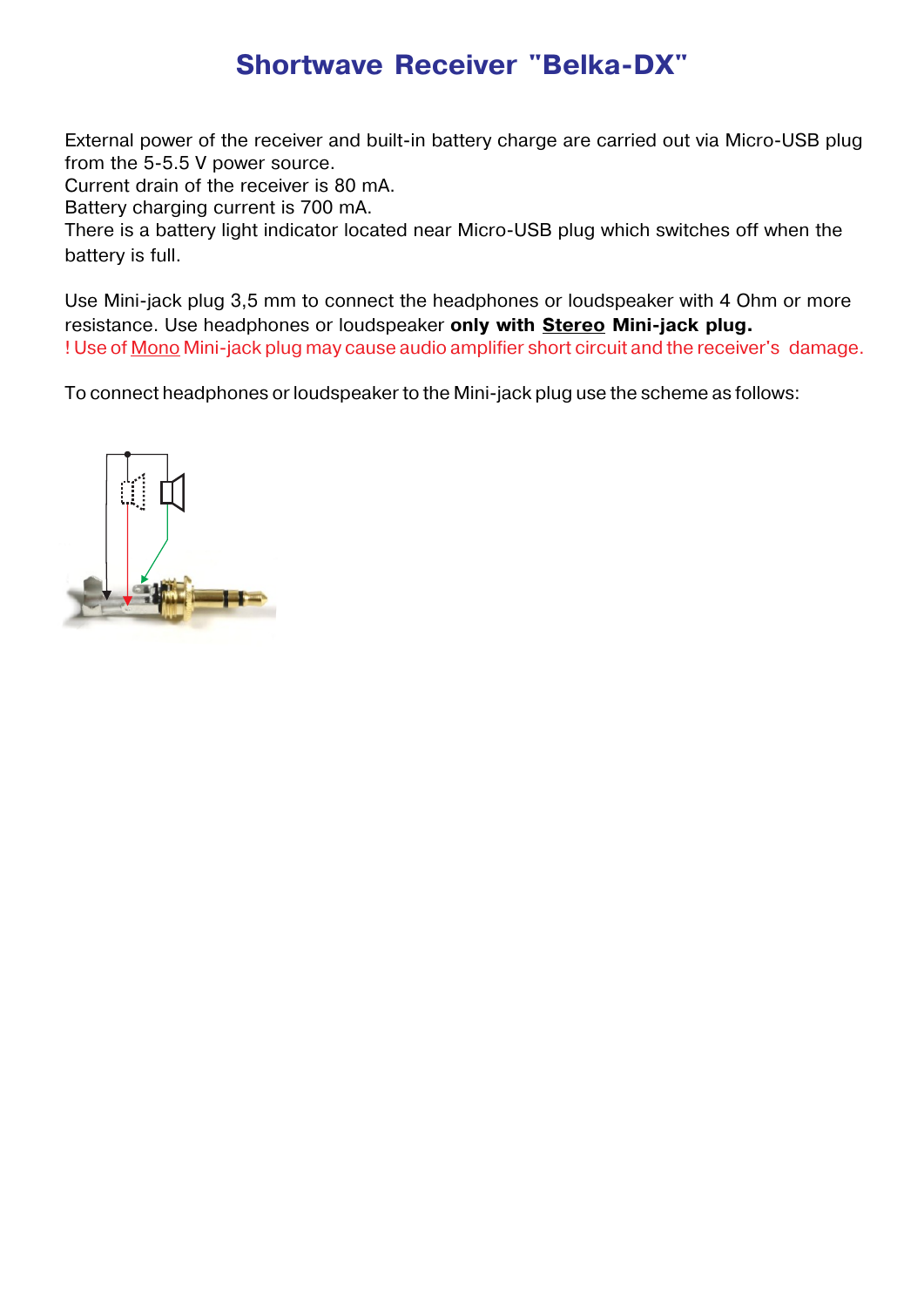# Shortwave Receiver "Belka-DX"

External power of the receiver and built-in battery charge are carried out via Micro-USB plug from the 5-5.5 V power source.
Current drain of the receiver is 80 mA.
Battery charging current is 700 mA.
There is a battery light indicator located near Micro-USB plug which switches off when the battery is full.

Use Mini-jack plug 3,5 mm to connect the headphones or loudspeaker with 4 Ohm or more resistance. Use headphones or loudspeaker **only with Stereo Mini-jack plug.**
! Use of Mono Mini-jack plug may cause audio amplifier short circuit and the receiver's damage.

To connect headphones or loudspeaker to the Mini-jack plug use the scheme as follows: